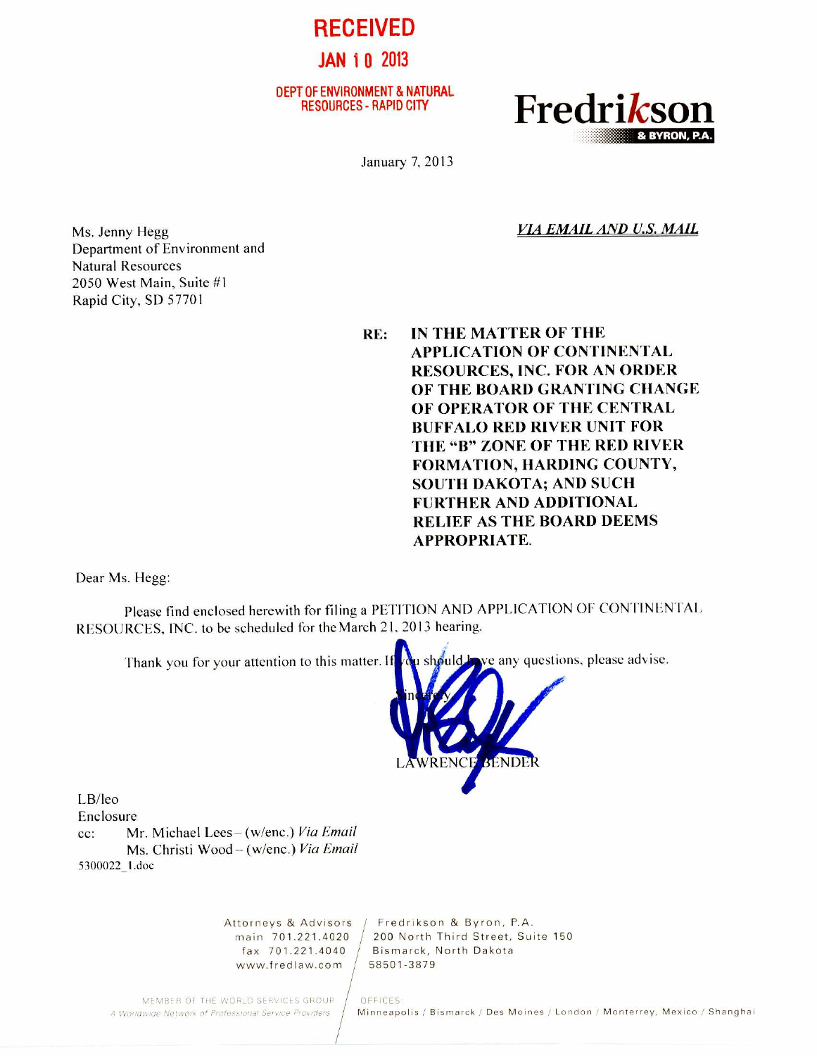**RECEIVED**

**JAN 10 2013**

**DEPT OF ENVIRONMENT & NATURAL RESOURCES - RAPID CITY**

**Fredrikson & BYRON, P.A.**

January 7, 2013

Ms. Jenny Hegg
Department of Environment and
Natural Resources
2050 West Main, Suite #1
Rapid City, SD 57701

***VIA EMAIL AND U.S. MAIL***

**RE: IN THE MATTER OF THE APPLICATION OF CONTINENTAL RESOURCES, INC. FOR AN ORDER OF THE BOARD GRANTING CHANGE OF OPERATOR OF THE CENTRAL BUFFALO RED RIVER UNIT FOR THE "B" ZONE OF THE RED RIVER FORMATION, HARDING COUNTY, SOUTH DAKOTA; AND SUCH FURTHER AND ADDITIONAL RELIEF AS THE BOARD DEEMS APPROPRIATE.**

Dear Ms. Hegg:

Please find enclosed herewith for filing a PETITION AND APPLICATION OF CONTINENTAL RESOURCES, INC. to be scheduled for the March 21, 2013 hearing.

Thank you for your attention to this matter. If you should have any questions, please advise.

Sincerely,

LAWRENCE BENDER

LB/leo
Enclosure
cc: Mr. Michael Lees – (w/enc.) *Via Email*
Ms. Christi Wood – (w/enc.) *Via Email*

5300022_1.doc

Attorneys & Advisors
main 701.221.4020
fax 701.221.4040
www.fredlaw.com

Fredrikson & Byron, P.A.
200 North Third Street, Suite 150
Bismarck, North Dakota
58501-3879

MEMBER OF THE WORLD SERVICES GROUP
*A Worldwide Network of Professional Service Providers*

OFFICES
Minneapolis / Bismarck / Des Moines / London / Monterrey, Mexico / Shanghai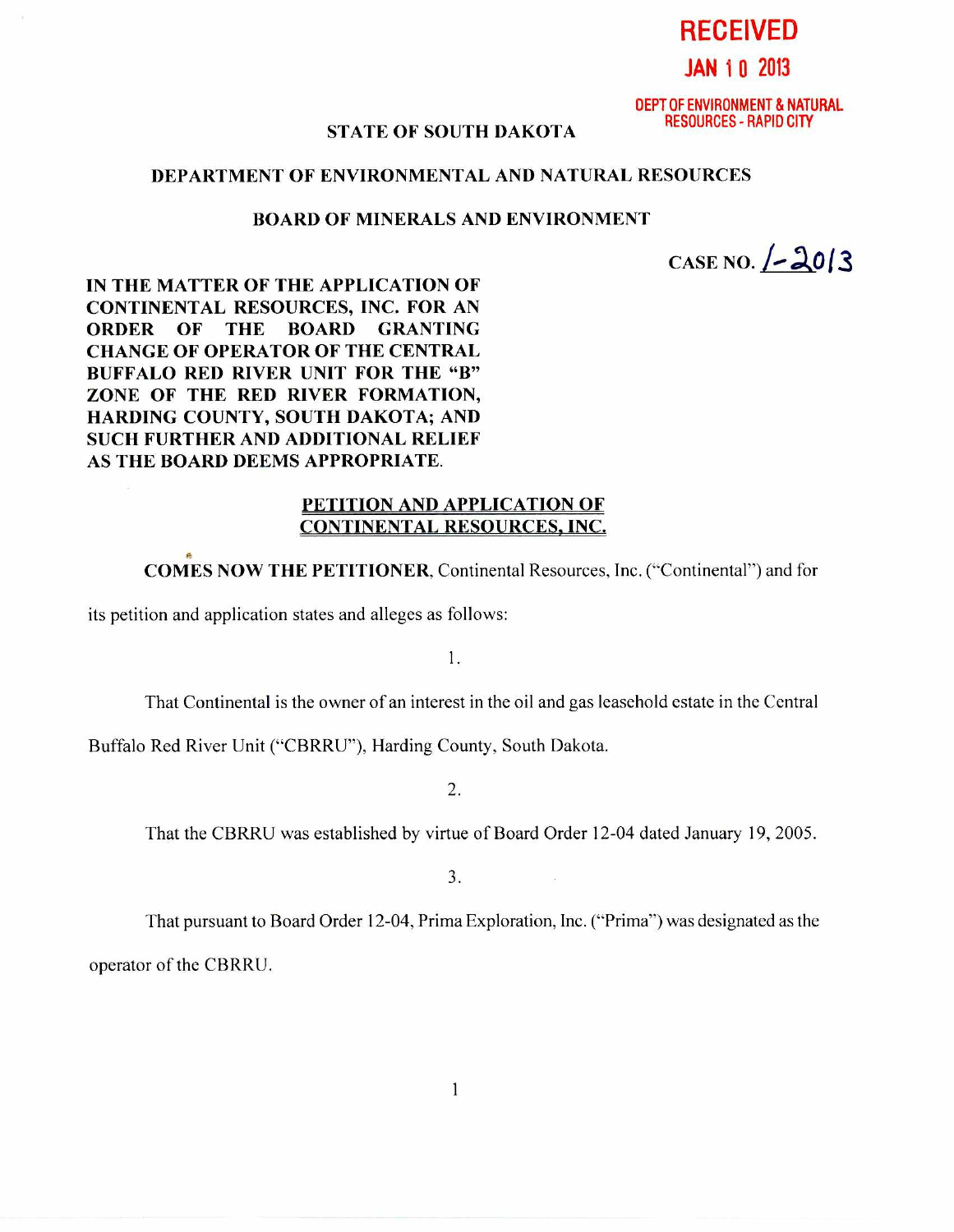RECEIVED

JAN 10 2013

DEPT OF ENVIRONMENT & NATURAL RESOURCES - RAPID CITY

STATE OF SOUTH DAKOTA

DEPARTMENT OF ENVIRONMENTAL AND NATURAL RESOURCES

BOARD OF MINERALS AND ENVIRONMENT

CASE NO. 1-2013

**IN THE MATTER OF THE APPLICATION OF CONTINENTAL RESOURCES, INC. FOR AN ORDER OF THE BOARD GRANTING CHANGE OF OPERATOR OF THE CENTRAL BUFFALO RED RIVER UNIT FOR THE "B" ZONE OF THE RED RIVER FORMATION, HARDING COUNTY, SOUTH DAKOTA; AND SUCH FURTHER AND ADDITIONAL RELIEF AS THE BOARD DEEMS APPROPRIATE.**

**PETITION AND APPLICATION OF CONTINENTAL RESOURCES, INC.**

**COMES NOW THE PETITIONER**, Continental Resources, Inc. ("Continental") and for its petition and application states and alleges as follows:

1.

That Continental is the owner of an interest in the oil and gas leasehold estate in the Central Buffalo Red River Unit ("CBRRU"), Harding County, South Dakota.

2.

That the CBRRU was established by virtue of Board Order 12-04 dated January 19, 2005.

3.

That pursuant to Board Order 12-04, Prima Exploration, Inc. ("Prima") was designated as the operator of the CBRRU.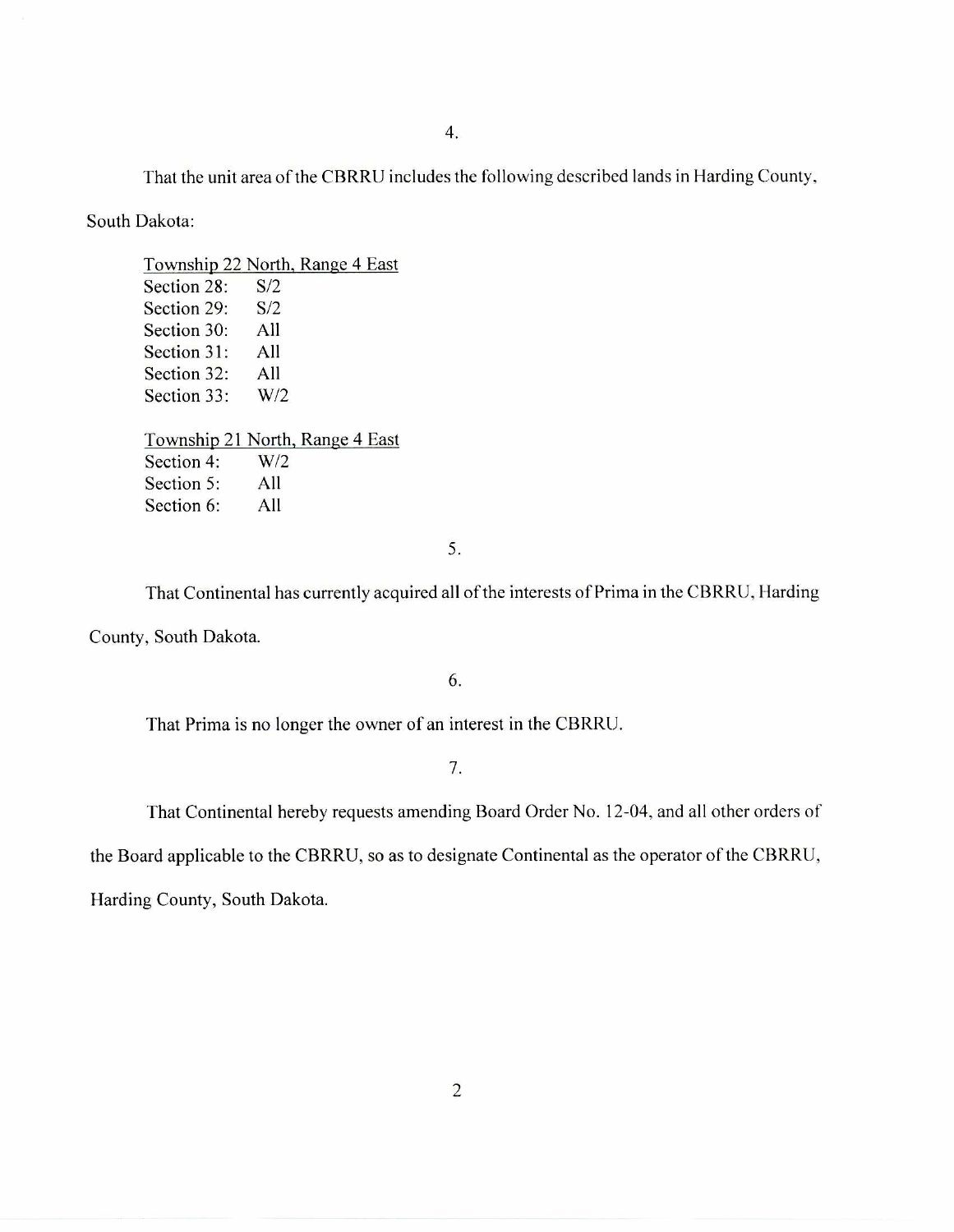4.

That the unit area of the CBRRU includes the following described lands in Harding County, South Dakota:

Township 22 North, Range 4 East

| | |
|---|---|
| Section 28: | S/2 |
| Section 29: | S/2 |
| Section 30: | All |
| Section 31: | All |
| Section 32: | All |
| Section 33: | W/2 |

Township 21 North, Range 4 East

| | |
|---|---|
| Section 4: | W/2 |
| Section 5: | All |
| Section 6: | All |

5.

That Continental has currently acquired all of the interests of Prima in the CBRRU, Harding County, South Dakota.

6.

That Prima is no longer the owner of an interest in the CBRRU.

7.

That Continental hereby requests amending Board Order No. 12-04, and all other orders of the Board applicable to the CBRRU, so as to designate Continental as the operator of the CBRRU, Harding County, South Dakota.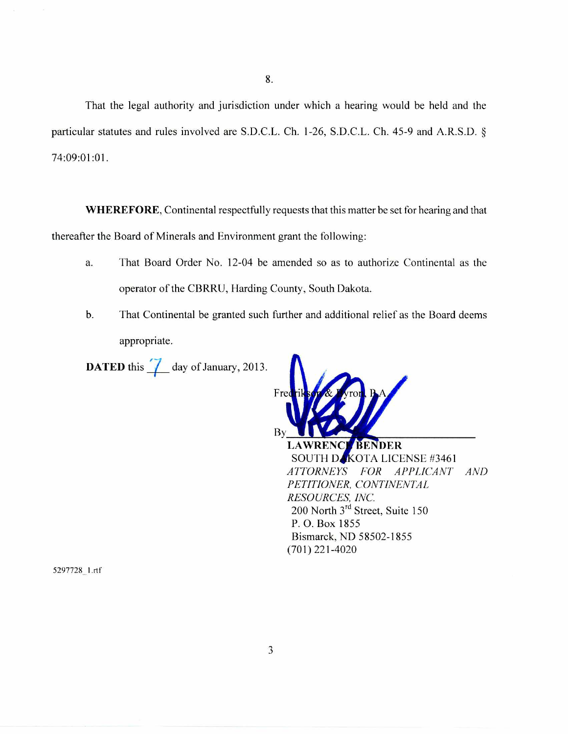8.

That the legal authority and jurisdiction under which a hearing would be held and the particular statutes and rules involved are S.D.C.L. Ch. 1-26, S.D.C.L. Ch. 45-9 and A.R.S.D. § 74:09:01:01.

**WHEREFORE**, Continental respectfully requests that this matter be set for hearing and that thereafter the Board of Minerals and Environment grant the following:

a. That Board Order No. 12-04 be amended so as to authorize Continental as the operator of the CBRRU, Harding County, South Dakota.

b. That Continental be granted such further and additional relief as the Board deems appropriate.

**DATED** this 7 day of January, 2013.

Fredrikson & Byron, P.A.

By\_\_\_\_\_\_\_\_\_\_\_\_\_\_\_\_\_\_\_\_\_\_\_\_\_\_\_\_\_\_

**LAWRENCE BENDER**
SOUTH DAKOTA LICENSE #3461
*ATTORNEYS FOR APPLICANT AND PETITIONER, CONTINENTAL RESOURCES, INC.*
200 North 3rd Street, Suite 150
P. O. Box 1855
Bismarck, ND 58502-1855
(701) 221-4020

5297728_1.rtf